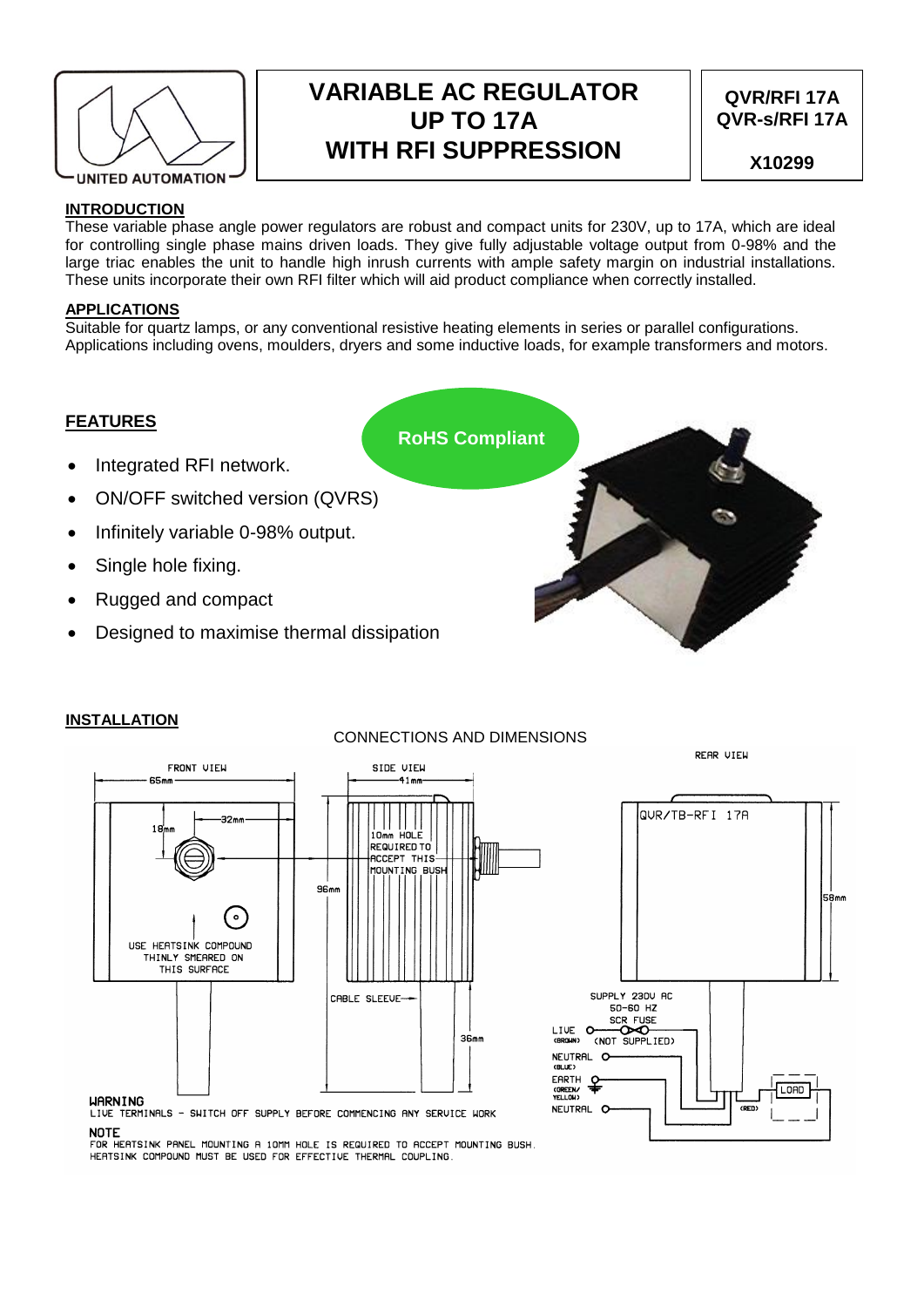# VARIABLE AC REGULATOR UP TO 17A WITH RFI SUPPRESSION

**QVR/RFI 17A**
**QVR-s/RFI 17A**

**X10299**

## INTRODUCTION

These variable phase angle power regulators are robust and compact units for 230V, up to 17A, which are ideal for controlling single phase mains driven loads. They give fully adjustable voltage output from 0-98% and the large triac enables the unit to handle high inrush currents with ample safety margin on industrial installations. These units incorporate their own RFI filter which will aid product compliance when correctly installed.

## APPLICATIONS

Suitable for quartz lamps, or any conventional resistive heating elements in series or parallel configurations. Applications including ovens, moulders, dryers and some inductive loads, for example transformers and motors.

## FEATURES

**RoHS Compliant**

- Integrated RFI network.
- ON/OFF switched version (QVRS)
- Infinitely variable 0-98% output.
- Single hole fixing.
- Rugged and compact
- Designed to maximise thermal dissipation

## INSTALLATION

CONNECTIONS AND DIMENSIONS

FRONT VIEW: 65mm, 32mm, 18mm. USE HEATSINK COMPOUND THINLY SMEARED ON THIS SURFACE

SIDE VIEW: 41mm, 96mm, 36mm. 10mm HOLE REQUIRED TO ACCEPT THIS MOUNTING BUSH. CABLE SLEEVE

REAR VIEW: QVR/TB-RFI 17A, 58mm

SUPPLY 230V AC 50-60 HZ. SCR FUSE (NOT SUPPLIED). LIVE (BROWN), NEUTRAL (BLUE), EARTH (GREEN/YELLOW), NEUTRAL, LOAD, (RED)

**WARNING**
LIVE TERMINALS - SWITCH OFF SUPPLY BEFORE COMMENCING ANY SERVICE WORK

**NOTE**
FOR HEATSINK PANEL MOUNTING A 10MM HOLE IS REQUIRED TO ACCEPT MOUNTING BUSH.
HEATSINK COMPOUND MUST BE USED FOR EFFECTIVE THERMAL COUPLING.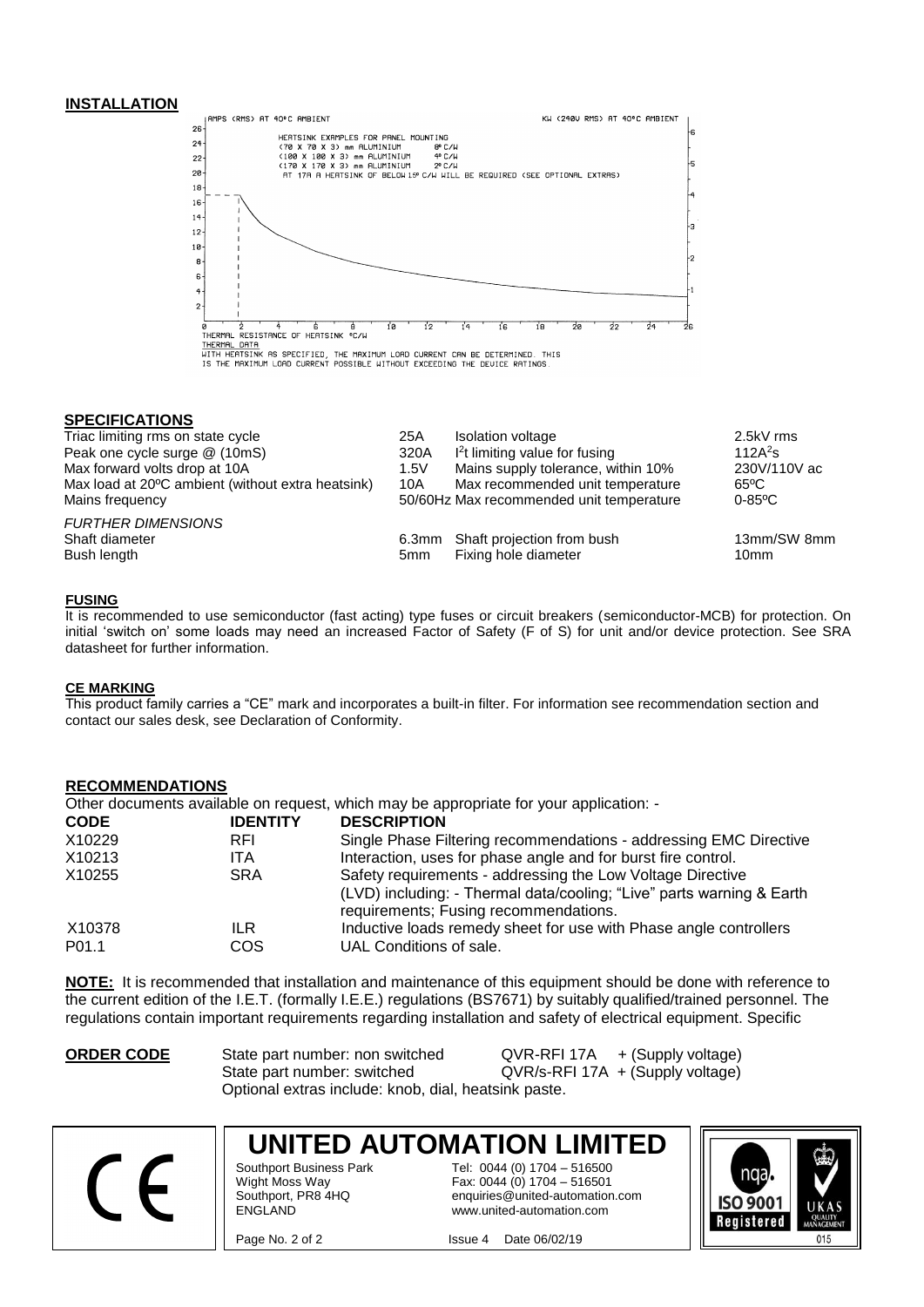## INSTALLATION

AMPS (RMS) AT 40°C AMBIENT

KW (240V RMS) AT 40°C AMBIENT

HEATSINK EXAMPLES FOR PANEL MOUNTING
(70 X 70 X 3) mm ALUMINIUM 8° C/W
(100 X 100 X 3) mm ALUMINIUM 4° C/W
(170 X 170 X 3) mm ALUMINIUM 2° C/W
AT 17A A HEATSINK OF BELOW 1.5° C/W WILL BE REQUIRED (SEE OPTIONAL EXTRAS)

26
24
22
20
18
16
14
12
10
8
6
4
2

6
5
4
3
2
1

0 2 4 6 8 10 12 14 16 18 20 22 24 26

THERMAL RESISTANCE OF HEATSINK °C/W

THERMAL DATA

WITH HEATSINK AS SPECIFIED, THE MAXIMUM LOAD CURRENT CAN BE DETERMINED. THIS IS THE MAXIMUM LOAD CURRENT POSSIBLE WITHOUT EXCEEDING THE DEVICE RATINGS.

## SPECIFICATIONS

| | | | |
|---|---|---|---|
| Triac limiting rms on state cycle | 25A | Isolation voltage | 2.5kV rms |
| Peak one cycle surge @ (10mS) | 320A | $I^2t$ limiting value for fusing | $112A^2s$ |
| Max forward volts drop at 10A | 1.5V | Mains supply tolerance, within 10% | 230V/110V ac |
| Max load at 20ºC ambient (without extra heatsink) | 10A | Max recommended unit temperature | 65ºC |
| Mains frequency | 50/60Hz | Max recommended unit temperature | 0-85ºC |

*FURTHER DIMENSIONS*

| | | | |
|---|---|---|---|
| Shaft diameter | 6.3mm | Shaft projection from bush | 13mm/SW 8mm |
| Bush length | 5mm | Fixing hole diameter | 10mm |

## FUSING

It is recommended to use semiconductor (fast acting) type fuses or circuit breakers (semiconductor-MCB) for protection. On initial 'switch on' some loads may need an increased Factor of Safety (F of S) for unit and/or device protection. See SRA datasheet for further information.

## CE MARKING

This product family carries a "CE" mark and incorporates a built-in filter. For information see recommendation section and contact our sales desk, see Declaration of Conformity.

## RECOMMENDATIONS

Other documents available on request, which may be appropriate for your application: -

| CODE | IDENTITY | DESCRIPTION |
|---|---|---|
| X10229 | RFI | Single Phase Filtering recommendations - addressing EMC Directive |
| X10213 | ITA | Interaction, uses for phase angle and for burst fire control. |
| X10255 | SRA | Safety requirements - addressing the Low Voltage Directive (LVD) including: - Thermal data/cooling; "Live" parts warning & Earth requirements; Fusing recommendations. |
| X10378 | ILR | Inductive loads remedy sheet for use with Phase angle controllers |
| P01.1 | COS | UAL Conditions of sale. |

**NOTE:** It is recommended that installation and maintenance of this equipment should be done with reference to the current edition of the I.E.T. (formally I.E.E.) regulations (BS7671) by suitably qualified/trained personnel. The regulations contain important requirements regarding installation and safety of electrical equipment. Specific

**ORDER CODE** State part number: non switched QVR-RFI 17A + (Supply voltage)
State part number: switched QVR/s-RFI 17A + (Supply voltage)
Optional extras include: knob, dial, heatsink paste.

**UNITED AUTOMATION LIMITED**

Southport Business Park
Wight Moss Way
Southport, PR8 4HQ
ENGLAND

Tel: 0044 (0) 1704 – 516500
Fax: 0044 (0) 1704 – 516501
enquiries@united-automation.com
www.united-automation.com

Issue 4 Date 06/02/19